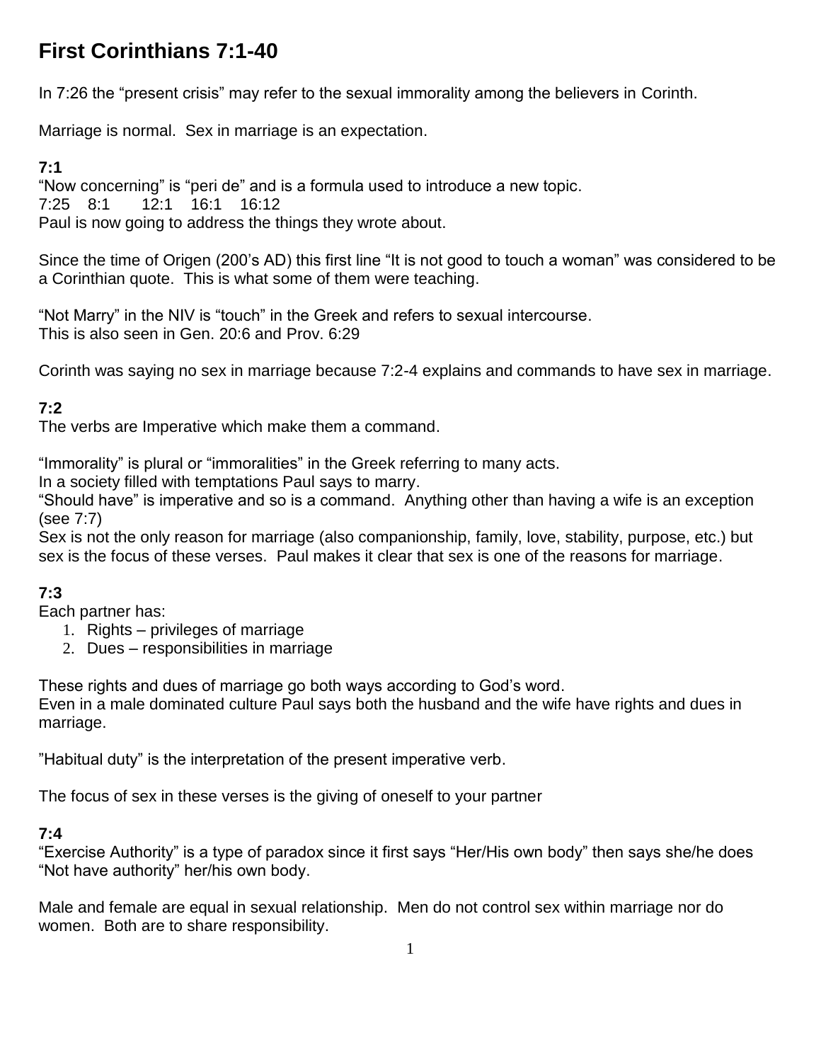# First Corinthians 7:1-40

In 7:26 the "present crisis" may refer to the sexual immorality among the believers in Corinth.

Marriage is normal. Sex in marriage is an expectation.

**7:1**

"Now concerning" is "peri de" and is a formula used to introduce a new topic.
7:25 8:1 12:1 16:1 16:12
Paul is now going to address the things they wrote about.

Since the time of Origen (200's AD) this first line "It is not good to touch a woman" was considered to be a Corinthian quote. This is what some of them were teaching.

"Not Marry" in the NIV is "touch" in the Greek and refers to sexual intercourse.
This is also seen in Gen. 20:6 and Prov. 6:29

Corinth was saying no sex in marriage because 7:2-4 explains and commands to have sex in marriage.

**7:2**

The verbs are Imperative which make them a command.

"Immorality" is plural or "immoralities" in the Greek referring to many acts.
In a society filled with temptations Paul says to marry.
"Should have" is imperative and so is a command. Anything other than having a wife is an exception (see 7:7)
Sex is not the only reason for marriage (also companionship, family, love, stability, purpose, etc.) but sex is the focus of these verses. Paul makes it clear that sex is one of the reasons for marriage.

**7:3**

Each partner has:

1. Rights – privileges of marriage
2. Dues – responsibilities in marriage

These rights and dues of marriage go both ways according to God's word.
Even in a male dominated culture Paul says both the husband and the wife have rights and dues in marriage.

"Habitual duty" is the interpretation of the present imperative verb.

The focus of sex in these verses is the giving of oneself to your partner

**7:4**

"Exercise Authority" is a type of paradox since it first says "Her/His own body" then says she/he does "Not have authority" her/his own body.

Male and female are equal in sexual relationship. Men do not control sex within marriage nor do women. Both are to share responsibility.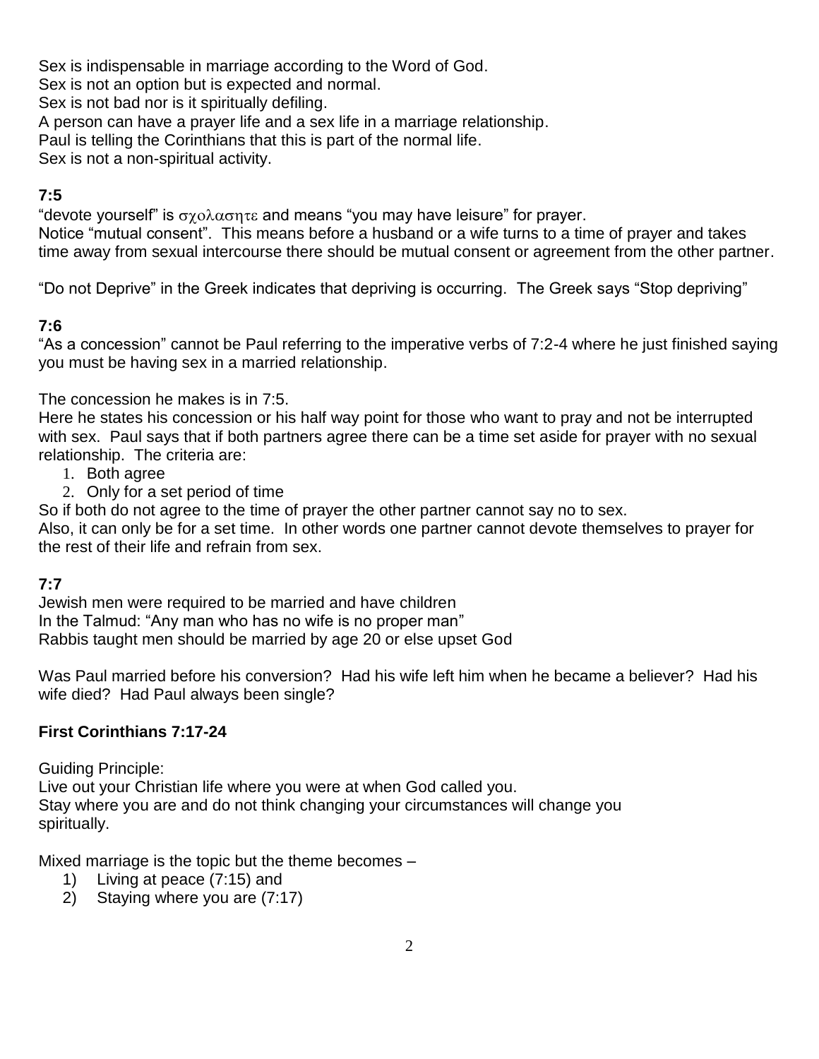Sex is indispensable in marriage according to the Word of God.
Sex is not an option but is expected and normal.
Sex is not bad nor is it spiritually defiling.
A person can have a prayer life and a sex life in a marriage relationship.
Paul is telling the Corinthians that this is part of the normal life.
Sex is not a non-spiritual activity.

**7:5**

"devote yourself" is σχολασητε and means "you may have leisure" for prayer.
Notice "mutual consent". This means before a husband or a wife turns to a time of prayer and takes time away from sexual intercourse there should be mutual consent or agreement from the other partner.

"Do not Deprive" in the Greek indicates that depriving is occurring. The Greek says "Stop depriving"

**7:6**

"As a concession" cannot be Paul referring to the imperative verbs of 7:2-4 where he just finished saying you must be having sex in a married relationship.

The concession he makes is in 7:5.
Here he states his concession or his half way point for those who want to pray and not be interrupted with sex. Paul says that if both partners agree there can be a time set aside for prayer with no sexual relationship. The criteria are:

1. Both agree
2. Only for a set period of time

So if both do not agree to the time of prayer the other partner cannot say no to sex.
Also, it can only be for a set time. In other words one partner cannot devote themselves to prayer for the rest of their life and refrain from sex.

**7:7**

Jewish men were required to be married and have children
In the Talmud: "Any man who has no wife is no proper man"
Rabbis taught men should be married by age 20 or else upset God

Was Paul married before his conversion? Had his wife left him when he became a believer? Had his wife died? Had Paul always been single?

**First Corinthians 7:17-24**

Guiding Principle:
Live out your Christian life where you were at when God called you.
Stay where you are and do not think changing your circumstances will change you spiritually.

Mixed marriage is the topic but the theme becomes –

1) Living at peace (7:15) and
2) Staying where you are (7:17)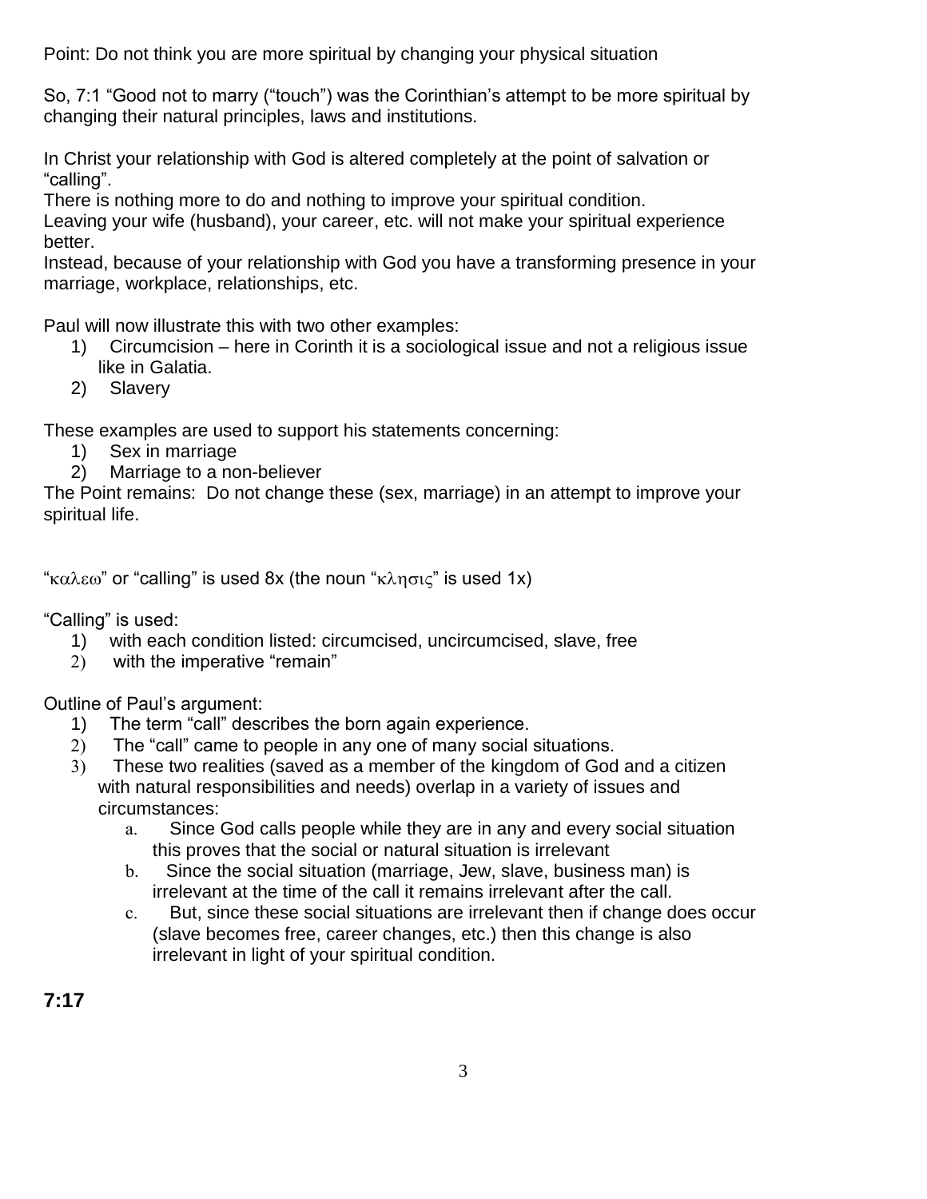Point: Do not think you are more spiritual by changing your physical situation

So, 7:1 "Good not to marry ("touch") was the Corinthian's attempt to be more spiritual by changing their natural principles, laws and institutions.

In Christ your relationship with God is altered completely at the point of salvation or "calling".
There is nothing more to do and nothing to improve your spiritual condition.
Leaving your wife (husband), your career, etc. will not make your spiritual experience better.
Instead, because of your relationship with God you have a transforming presence in your marriage, workplace, relationships, etc.

Paul will now illustrate this with two other examples:

1) Circumcision – here in Corinth it is a sociological issue and not a religious issue like in Galatia.
2) Slavery

These examples are used to support his statements concerning:

1) Sex in marriage
2) Marriage to a non-believer

The Point remains: Do not change these (sex, marriage) in an attempt to improve your spiritual life.

"καλεω" or "calling" is used 8x (the noun "κλησις" is used 1x)

"Calling" is used:

1) with each condition listed: circumcised, uncircumcised, slave, free
2) with the imperative "remain"

Outline of Paul's argument:

1) The term "call" describes the born again experience.
2) The "call" came to people in any one of many social situations.
3) These two realities (saved as a member of the kingdom of God and a citizen with natural responsibilities and needs) overlap in a variety of issues and circumstances:
    a. Since God calls people while they are in any and every social situation this proves that the social or natural situation is irrelevant
    b. Since the social situation (marriage, Jew, slave, business man) is irrelevant at the time of the call it remains irrelevant after the call.
    c. But, since these social situations are irrelevant then if change does occur (slave becomes free, career changes, etc.) then this change is also irrelevant in light of your spiritual condition.

**7:17**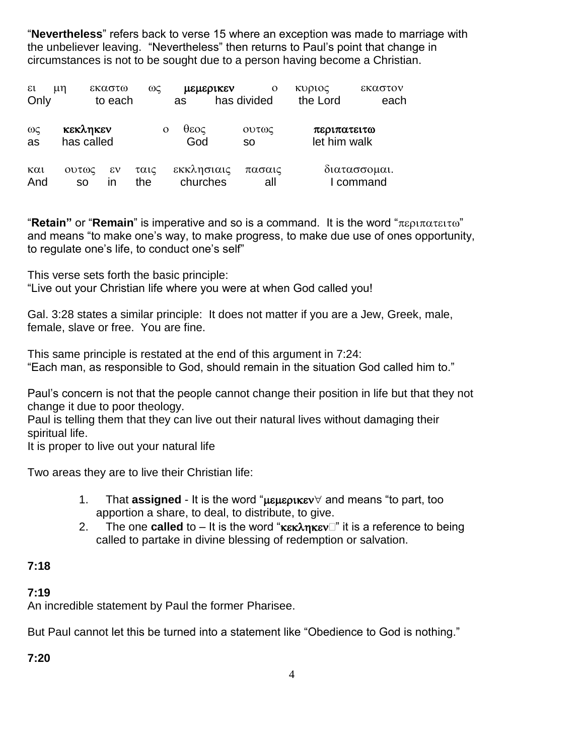"**Nevertheless**" refers back to verse 15 where an exception was made to marriage with the unbeliever leaving. "Nevertheless" then returns to Paul's point that change in circumstances is not to be sought due to a person having become a Christian.

| ει μη | εκαστω | ως | **μεμερικεν** | ο | κυριος | εκαστον |
|---|---|---|---|---|---|---|
| Only | to each | as | has divided | | the Lord | each |

| ως | **κεκληκεν** | ο | θεος | ουτως | **περιπατειτω** |
|---|---|---|---|---|---|
| as | has called | | God | so | let him walk |

| και | ουτως | εν | ταις | εκκλησιαις | πασαις | διατασσομαι. |
|---|---|---|---|---|---|---|
| And | so | in | the | churches | all | I command |

"**Retain"** or "**Remain**" is imperative and so is a command. It is the word "περιπατειτω" and means "to make one's way, to make progress, to make due use of ones opportunity, to regulate one's life, to conduct one's self"

This verse sets forth the basic principle:
"Live out your Christian life where you were at when God called you!

Gal. 3:28 states a similar principle: It does not matter if you are a Jew, Greek, male, female, slave or free. You are fine.

This same principle is restated at the end of this argument in 7:24:
"Each man, as responsible to God, should remain in the situation God called him to."

Paul's concern is not that the people cannot change their position in life but that they not change it due to poor theology.
Paul is telling them that they can live out their natural lives without damaging their spiritual life.
It is proper to live out your natural life

Two areas they are to live their Christian life:

1. That **assigned** - It is the word "**μεμερικεν**∀ and means "to part, too apportion a share, to deal, to distribute, to give.
2. The one **called** to – It is the word "**κεκληκεν**" it is a reference to being called to partake in divine blessing of redemption or salvation.

**7:18**

**7:19**
An incredible statement by Paul the former Pharisee.

But Paul cannot let this be turned into a statement like "Obedience to God is nothing."

**7:20**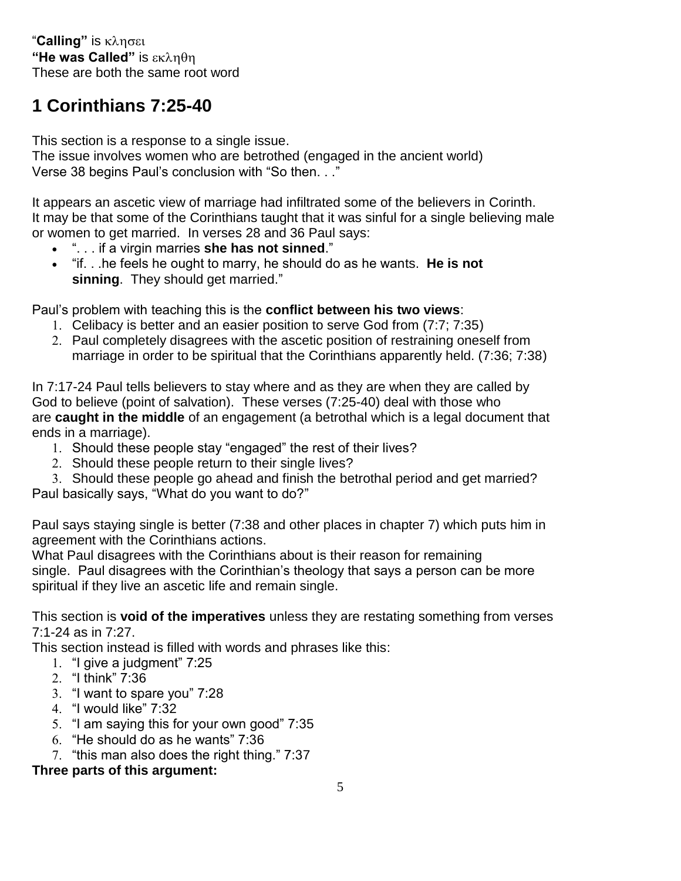"**Calling"** is κλησει
**"He was Called"** is εκληθη
These are both the same root word

## 1 Corinthians 7:25-40

This section is a response to a single issue.
The issue involves women who are betrothed (engaged in the ancient world)
Verse 38 begins Paul's conclusion with "So then. . ."

It appears an ascetic view of marriage had infiltrated some of the believers in Corinth.
It may be that some of the Corinthians taught that it was sinful for a single believing male or women to get married. In verses 28 and 36 Paul says:

- ". . . if a virgin marries **she has not sinned**."
- "if. . .he feels he ought to marry, he should do as he wants. **He is not sinning**. They should get married."

Paul's problem with teaching this is the **conflict between his two views**:

1. Celibacy is better and an easier position to serve God from (7:7; 7:35)
2. Paul completely disagrees with the ascetic position of restraining oneself from marriage in order to be spiritual that the Corinthians apparently held. (7:36; 7:38)

In 7:17-24 Paul tells believers to stay where and as they are when they are called by God to believe (point of salvation). These verses (7:25-40) deal with those who are **caught in the middle** of an engagement (a betrothal which is a legal document that ends in a marriage).

1. Should these people stay "engaged" the rest of their lives?
2. Should these people return to their single lives?
3. Should these people go ahead and finish the betrothal period and get married?

Paul basically says, "What do you want to do?"

Paul says staying single is better (7:38 and other places in chapter 7) which puts him in agreement with the Corinthians actions.
What Paul disagrees with the Corinthians about is their reason for remaining single. Paul disagrees with the Corinthian's theology that says a person can be more spiritual if they live an ascetic life and remain single.

This section is **void of the imperatives** unless they are restating something from verses 7:1-24 as in 7:27.
This section instead is filled with words and phrases like this:

1. "I give a judgment" 7:25
2. "I think" 7:36
3. "I want to spare you" 7:28
4. "I would like" 7:32
5. "I am saying this for your own good" 7:35
6. "He should do as he wants" 7:36
7. "this man also does the right thing." 7:37

**Three parts of this argument:**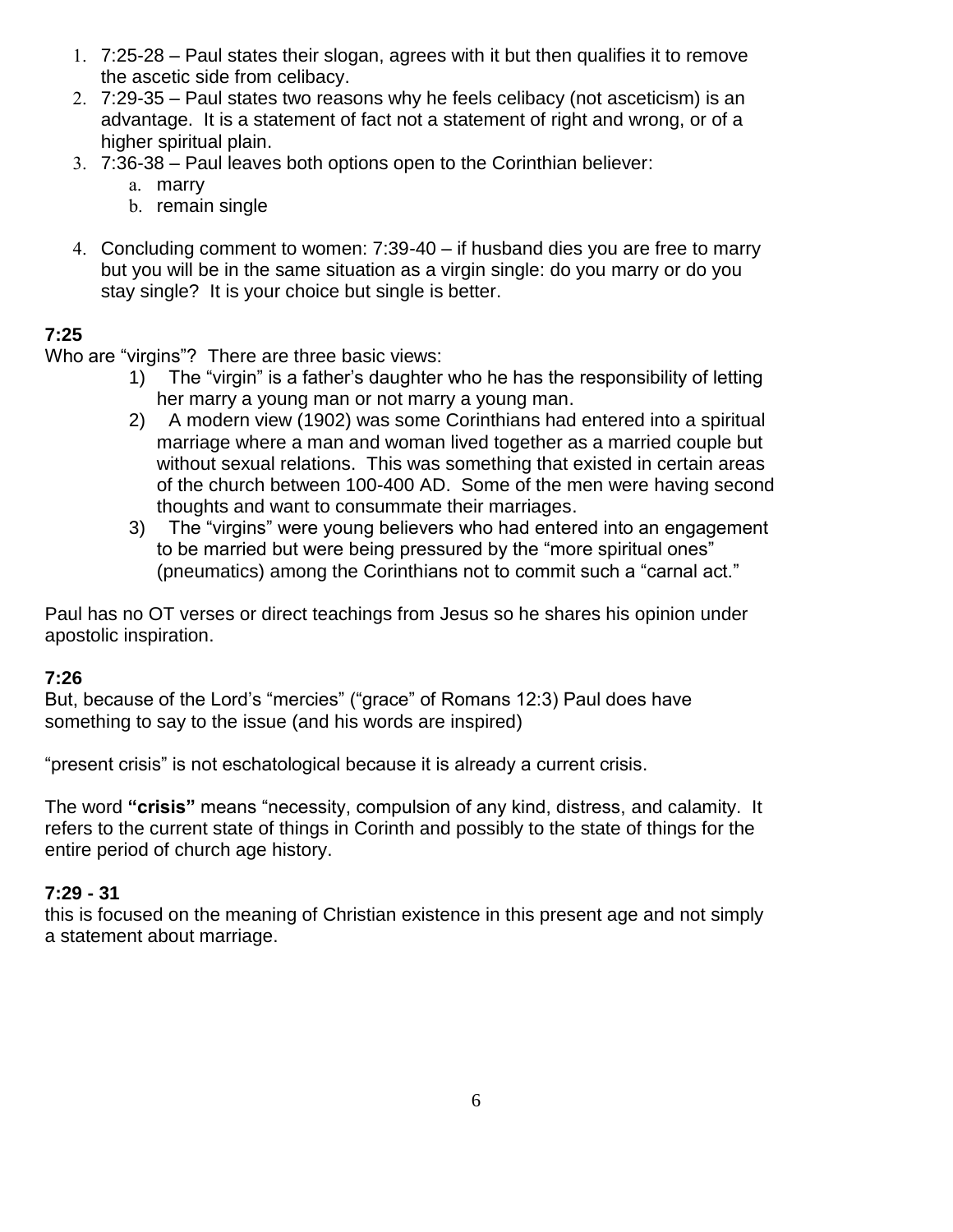1. 7:25-28 – Paul states their slogan, agrees with it but then qualifies it to remove the ascetic side from celibacy.
2. 7:29-35 – Paul states two reasons why he feels celibacy (not asceticism) is an advantage. It is a statement of fact not a statement of right and wrong, or of a higher spiritual plain.
3. 7:36-38 – Paul leaves both options open to the Corinthian believer:
   a. marry
   b. remain single
4. Concluding comment to women: 7:39-40 – if husband dies you are free to marry but you will be in the same situation as a virgin single: do you marry or do you stay single? It is your choice but single is better.

**7:25**

Who are "virgins"? There are three basic views:

1) The "virgin" is a father's daughter who he has the responsibility of letting her marry a young man or not marry a young man.
2) A modern view (1902) was some Corinthians had entered into a spiritual marriage where a man and woman lived together as a married couple but without sexual relations. This was something that existed in certain areas of the church between 100-400 AD. Some of the men were having second thoughts and want to consummate their marriages.
3) The "virgins" were young believers who had entered into an engagement to be married but were being pressured by the "more spiritual ones" (pneumatics) among the Corinthians not to commit such a "carnal act."

Paul has no OT verses or direct teachings from Jesus so he shares his opinion under apostolic inspiration.

**7:26**

But, because of the Lord's "mercies" ("grace" of Romans 12:3) Paul does have something to say to the issue (and his words are inspired)

"present crisis" is not eschatological because it is already a current crisis.

The word **"crisis"** means "necessity, compulsion of any kind, distress, and calamity. It refers to the current state of things in Corinth and possibly to the state of things for the entire period of church age history.

**7:29 - 31**

this is focused on the meaning of Christian existence in this present age and not simply a statement about marriage.